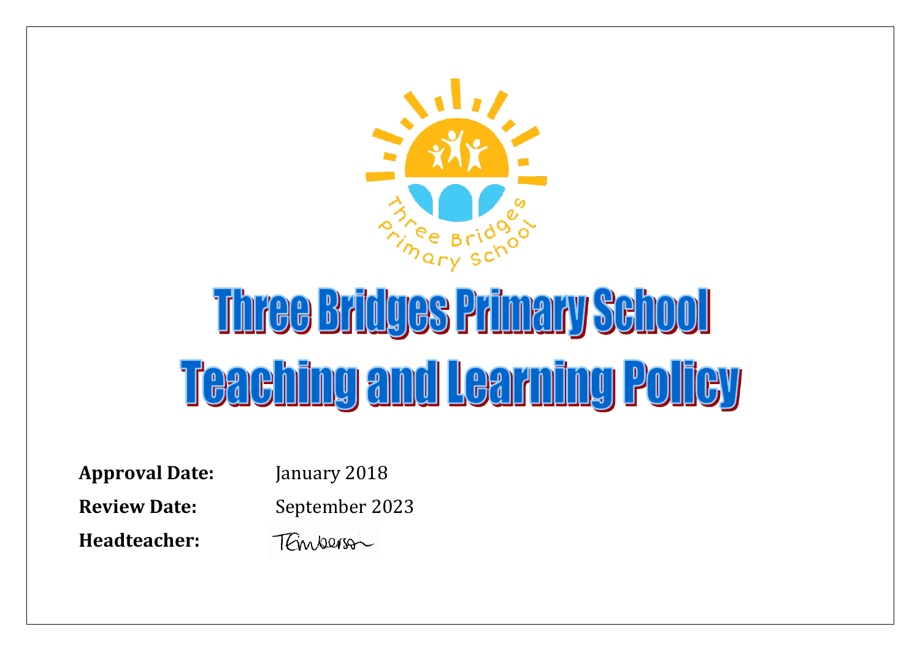# Three Bridges Primary School

# Teaching and Learning Policy

**Approval Date:** January 2018

**Review Date:** September 2023

**Headteacher:** TEmberson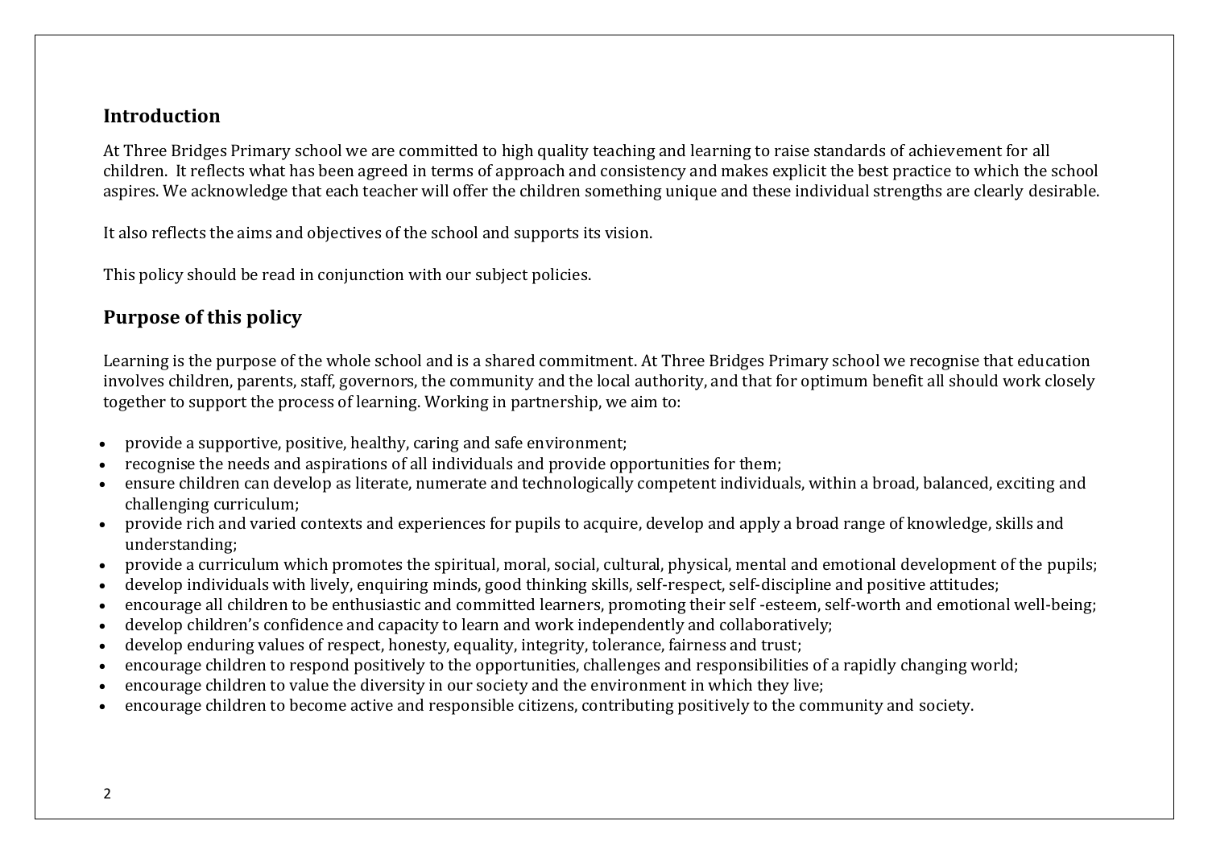## Introduction

At Three Bridges Primary school we are committed to high quality teaching and learning to raise standards of achievement for all children. It reflects what has been agreed in terms of approach and consistency and makes explicit the best practice to which the school aspires. We acknowledge that each teacher will offer the children something unique and these individual strengths are clearly desirable.

It also reflects the aims and objectives of the school and supports its vision.

This policy should be read in conjunction with our subject policies.

## Purpose of this policy

Learning is the purpose of the whole school and is a shared commitment. At Three Bridges Primary school we recognise that education involves children, parents, staff, governors, the community and the local authority, and that for optimum benefit all should work closely together to support the process of learning. Working in partnership, we aim to:

- provide a supportive, positive, healthy, caring and safe environment;
- recognise the needs and aspirations of all individuals and provide opportunities for them;
- ensure children can develop as literate, numerate and technologically competent individuals, within a broad, balanced, exciting and challenging curriculum;
- provide rich and varied contexts and experiences for pupils to acquire, develop and apply a broad range of knowledge, skills and understanding;
- provide a curriculum which promotes the spiritual, moral, social, cultural, physical, mental and emotional development of the pupils;
- develop individuals with lively, enquiring minds, good thinking skills, self-respect, self-discipline and positive attitudes;
- encourage all children to be enthusiastic and committed learners, promoting their self -esteem, self-worth and emotional well-being;
- develop children's confidence and capacity to learn and work independently and collaboratively;
- develop enduring values of respect, honesty, equality, integrity, tolerance, fairness and trust;
- encourage children to respond positively to the opportunities, challenges and responsibilities of a rapidly changing world;
- encourage children to value the diversity in our society and the environment in which they live;
- encourage children to become active and responsible citizens, contributing positively to the community and society.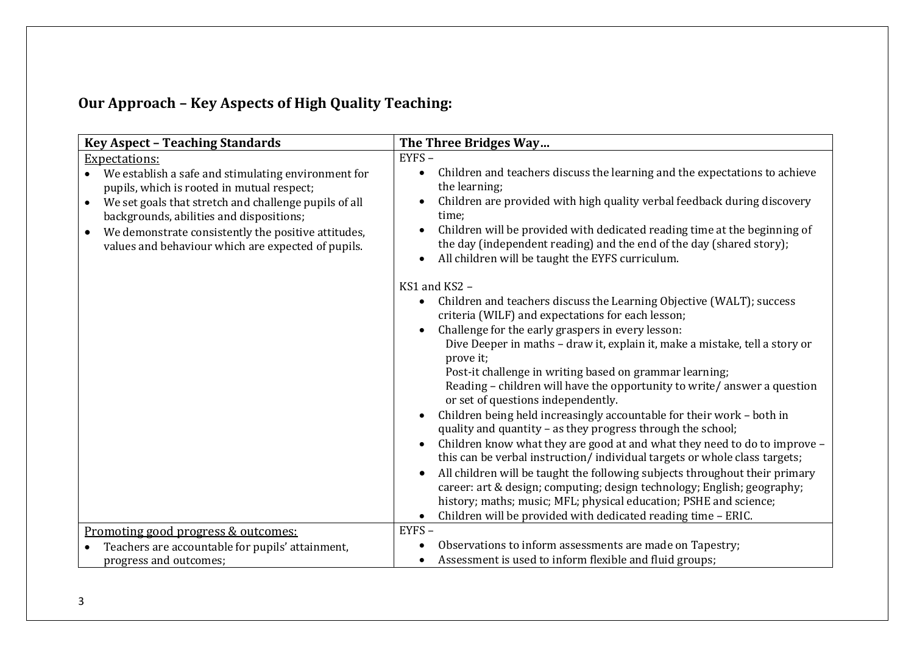## Our Approach – Key Aspects of High Quality Teaching:

| Key Aspect – Teaching Standards | The Three Bridges Way… |
|---|---|
| Expectations:<br>• We establish a safe and stimulating environment for pupils, which is rooted in mutual respect;<br>• We set goals that stretch and challenge pupils of all backgrounds, abilities and dispositions;<br>• We demonstrate consistently the positive attitudes, values and behaviour which are expected of pupils. | EYFS –<br>• Children and teachers discuss the learning and the expectations to achieve the learning;<br>• Children are provided with high quality verbal feedback during discovery time;<br>• Children will be provided with dedicated reading time at the beginning of the day (independent reading) and the end of the day (shared story);<br>• All children will be taught the EYFS curriculum.<br><br>KS1 and KS2 –<br>• Children and teachers discuss the Learning Objective (WALT); success criteria (WILF) and expectations for each lesson;<br>• Challenge for the early graspers in every lesson:<br>Dive Deeper in maths – draw it, explain it, make a mistake, tell a story or prove it;<br>Post-it challenge in writing based on grammar learning;<br>Reading – children will have the opportunity to write/ answer a question or set of questions independently.<br>• Children being held increasingly accountable for their work – both in quality and quantity – as they progress through the school;<br>• Children know what they are good at and what they need to do to improve – this can be verbal instruction/ individual targets or whole class targets;<br>• All children will be taught the following subjects throughout their primary career: art & design; computing; design technology; English; geography; history; maths; music; MFL; physical education; PSHE and science;<br>• Children will be provided with dedicated reading time – ERIC. |
| Promoting good progress & outcomes:<br>• Teachers are accountable for pupils' attainment, progress and outcomes; | EYFS –<br>• Observations to inform assessments are made on Tapestry;<br>• Assessment is used to inform flexible and fluid groups; |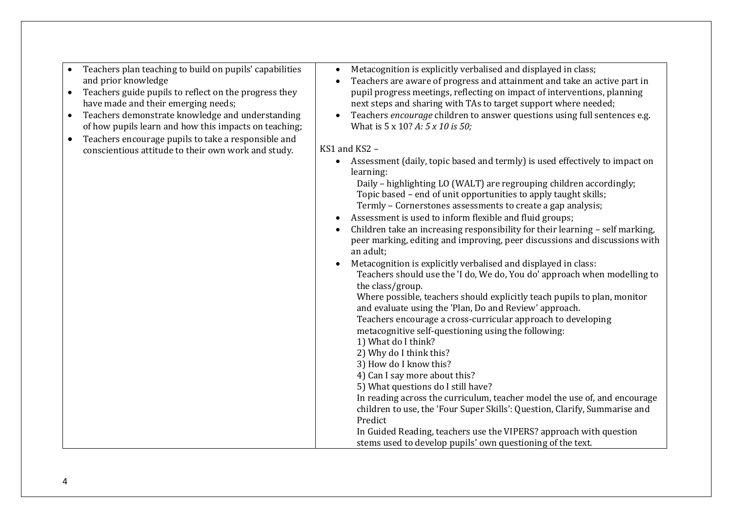| | |
|---|---|
| • Teachers plan teaching to build on pupils' capabilities and prior knowledge<br>• Teachers guide pupils to reflect on the progress they have made and their emerging needs;<br>• Teachers demonstrate knowledge and understanding of how pupils learn and how this impacts on teaching;<br>• Teachers encourage pupils to take a responsible and conscientious attitude to their own work and study. | • Metacognition is explicitly verbalised and displayed in class;<br>• Teachers are aware of progress and attainment and take an active part in pupil progress meetings, reflecting on impact of interventions, planning next steps and sharing with TAs to target support where needed;<br>• Teachers *encourage* children to answer questions using full sentences e.g. What is 5 x 10? *A: 5 x 10 is 50;*<br><br>KS1 and KS2 –<br>• Assessment (daily, topic based and termly) is used effectively to impact on learning:<br>Daily – highlighting LO (WALT) are regrouping children accordingly;<br>Topic based – end of unit opportunities to apply taught skills;<br>Termly – Cornerstones assessments to create a gap analysis;<br>• Assessment is used to inform flexible and fluid groups;<br>• Children take an increasing responsibility for their learning – self marking, peer marking, editing and improving, peer discussions and discussions with an adult;<br>• Metacognition is explicitly verbalised and displayed in class:<br>Teachers should use the 'I do, We do, You do' approach when modelling to the class/group.<br>Where possible, teachers should explicitly teach pupils to plan, monitor and evaluate using the 'Plan, Do and Review' approach.<br>Teachers encourage a cross-curricular approach to developing metacognitive self-questioning using the following:<br>1) What do I think?<br>2) Why do I think this?<br>3) How do I know this?<br>4) Can I say more about this?<br>5) What questions do I still have?<br>In reading across the curriculum, teacher model the use of, and encourage children to use, the 'Four Super Skills': Question, Clarify, Summarise and Predict<br>In Guided Reading, teachers use the VIPERS? approach with question stems used to develop pupils' own questioning of the text. |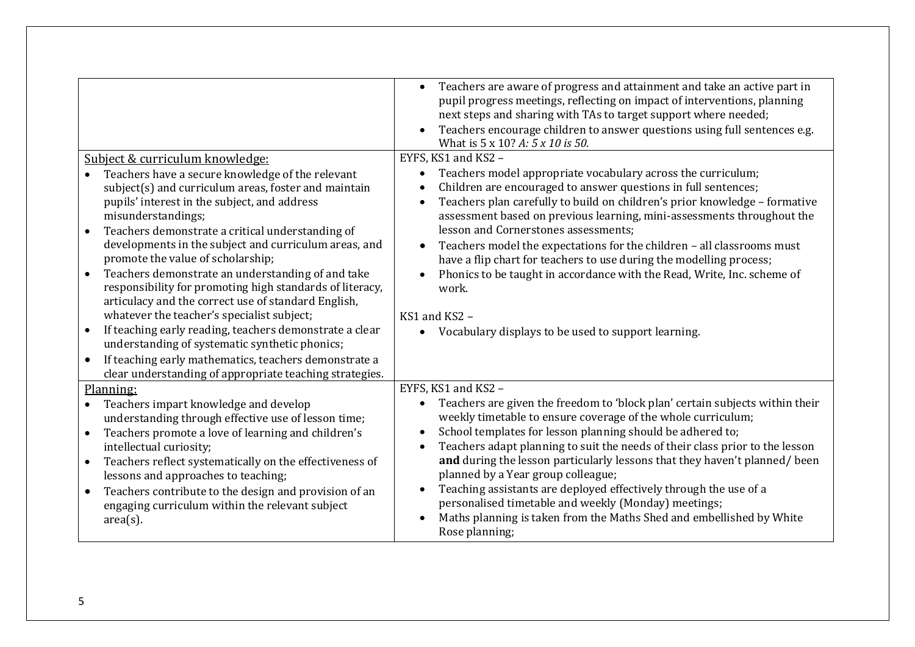| | |
|---|---|
| | • Teachers are aware of progress and attainment and take an active part in pupil progress meetings, reflecting on impact of interventions, planning next steps and sharing with TAs to target support where needed;<br>• Teachers encourage children to answer questions using full sentences e.g. What is 5 x 10? *A: 5 x 10 is 50.* |
| <u>Subject & curriculum knowledge:</u><br>• Teachers have a secure knowledge of the relevant subject(s) and curriculum areas, foster and maintain pupils' interest in the subject, and address misunderstandings;<br>• Teachers demonstrate a critical understanding of developments in the subject and curriculum areas, and promote the value of scholarship;<br>• Teachers demonstrate an understanding of and take responsibility for promoting high standards of literacy, articulacy and the correct use of standard English, whatever the teacher's specialist subject;<br>• If teaching early reading, teachers demonstrate a clear understanding of systematic synthetic phonics;<br>• If teaching early mathematics, teachers demonstrate a clear understanding of appropriate teaching strategies. | EYFS, KS1 and KS2 –<br>• Teachers model appropriate vocabulary across the curriculum;<br>• Children are encouraged to answer questions in full sentences;<br>• Teachers plan carefully to build on children's prior knowledge – formative assessment based on previous learning, mini-assessments throughout the lesson and Cornerstones assessments;<br>• Teachers model the expectations for the children – all classrooms must have a flip chart for teachers to use during the modelling process;<br>• Phonics to be taught in accordance with the Read, Write, Inc. scheme of work.<br><br>KS1 and KS2 –<br>• Vocabulary displays to be used to support learning. |
| <u>Planning:</u><br>• Teachers impart knowledge and develop understanding through effective use of lesson time;<br>• Teachers promote a love of learning and children's intellectual curiosity;<br>• Teachers reflect systematically on the effectiveness of lessons and approaches to teaching;<br>• Teachers contribute to the design and provision of an engaging curriculum within the relevant subject area(s). | EYFS, KS1 and KS2 –<br>• Teachers are given the freedom to 'block plan' certain subjects within their weekly timetable to ensure coverage of the whole curriculum;<br>• School templates for lesson planning should be adhered to;<br>• Teachers adapt planning to suit the needs of their class prior to the lesson **and** during the lesson particularly lessons that they haven't planned/ been planned by a Year group colleague;<br>• Teaching assistants are deployed effectively through the use of a personalised timetable and weekly (Monday) meetings;<br>• Maths planning is taken from the Maths Shed and embellished by White Rose planning; |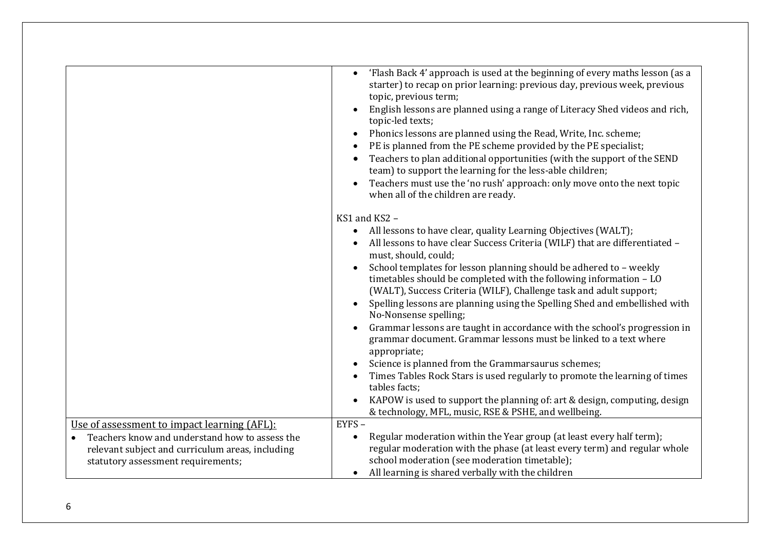| | |
|---|---|
| | • 'Flash Back 4' approach is used at the beginning of every maths lesson (as a starter) to recap on prior learning: previous day, previous week, previous topic, previous term;<br>• English lessons are planned using a range of Literacy Shed videos and rich, topic-led texts;<br>• Phonics lessons are planned using the Read, Write, Inc. scheme;<br>• PE is planned from the PE scheme provided by the PE specialist;<br>• Teachers to plan additional opportunities (with the support of the SEND team) to support the learning for the less-able children;<br>• Teachers must use the 'no rush' approach: only move onto the next topic when all of the children are ready.<br><br>KS1 and KS2 –<br>• All lessons to have clear, quality Learning Objectives (WALT);<br>• All lessons to have clear Success Criteria (WILF) that are differentiated – must, should, could;<br>• School templates for lesson planning should be adhered to – weekly timetables should be completed with the following information – LO (WALT), Success Criteria (WILF), Challenge task and adult support;<br>• Spelling lessons are planning using the Spelling Shed and embellished with No-Nonsense spelling;<br>• Grammar lessons are taught in accordance with the school's progression in grammar document. Grammar lessons must be linked to a text where appropriate;<br>• Science is planned from the Grammarsaurus schemes;<br>• Times Tables Rock Stars is used regularly to promote the learning of times tables facts;<br>• KAPOW is used to support the planning of: art & design, computing, design & technology, MFL, music, RSE & PSHE, and wellbeing. |
| <u>Use of assessment to impact learning (AFL):</u><br>• Teachers know and understand how to assess the relevant subject and curriculum areas, including statutory assessment requirements; | EYFS –<br>• Regular moderation within the Year group (at least every half term); regular moderation with the phase (at least every term) and regular whole school moderation (see moderation timetable);<br>• All learning is shared verbally with the children |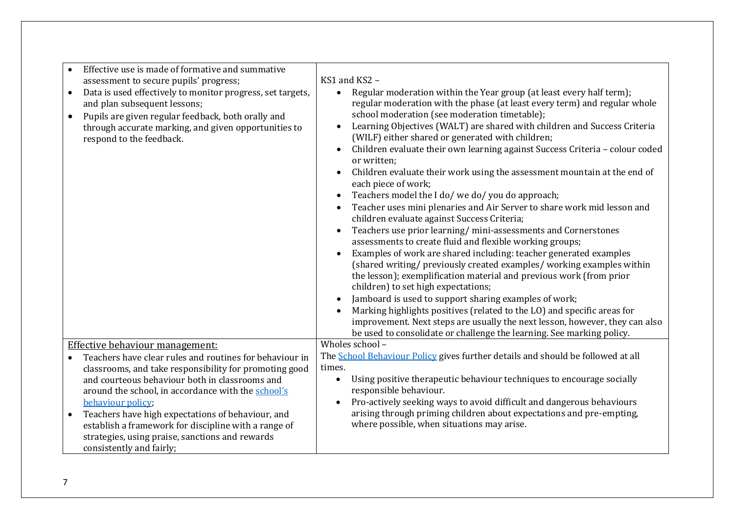| | |
|---|---|
| • Effective use is made of formative and summative assessment to secure pupils' progress;<br>• Data is used effectively to monitor progress, set targets, and plan subsequent lessons;<br>• Pupils are given regular feedback, both orally and through accurate marking, and given opportunities to respond to the feedback. | KS1 and KS2 –<br>• Regular moderation within the Year group (at least every half term); regular moderation with the phase (at least every term) and regular whole school moderation (see moderation timetable);<br>• Learning Objectives (WALT) are shared with children and Success Criteria (WILF) either shared or generated with children;<br>• Children evaluate their own learning against Success Criteria – colour coded or written;<br>• Children evaluate their work using the assessment mountain at the end of each piece of work;<br>• Teachers model the I do/ we do/ you do approach;<br>• Teacher uses mini plenaries and Air Server to share work mid lesson and children evaluate against Success Criteria;<br>• Teachers use prior learning/ mini-assessments and Cornerstones assessments to create fluid and flexible working groups;<br>• Examples of work are shared including: teacher generated examples (shared writing/ previously created examples/ working examples within the lesson); exemplification material and previous work (from prior children) to set high expectations;<br>• Jamboard is used to support sharing examples of work;<br>• Marking highlights positives (related to the LO) and specific areas for improvement. Next steps are usually the next lesson, however, they can also be used to consolidate or challenge the learning. See marking policy. |
| Effective behaviour management:<br>• Teachers have clear rules and routines for behaviour in classrooms, and take responsibility for promoting good and courteous behaviour both in classrooms and around the school, in accordance with the school's behaviour policy;<br>• Teachers have high expectations of behaviour, and establish a framework for discipline with a range of strategies, using praise, sanctions and rewards consistently and fairly; | Wholes school –<br>The School Behaviour Policy gives further details and should be followed at all times.<br>• Using positive therapeutic behaviour techniques to encourage socially responsible behaviour.<br>• Pro-actively seeking ways to avoid difficult and dangerous behaviours arising through priming children about expectations and pre-empting, where possible, when situations may arise. |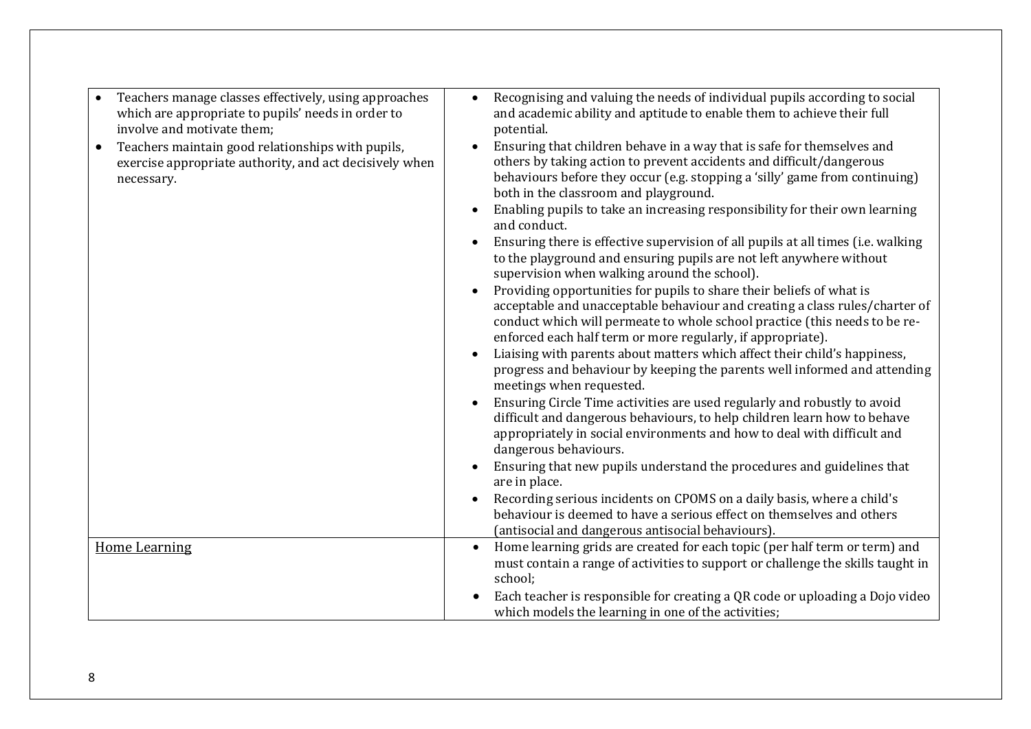| | |
|---|---|
| <ul><li>Teachers manage classes effectively, using approaches which are appropriate to pupils' needs in order to involve and motivate them;</li><li>Teachers maintain good relationships with pupils, exercise appropriate authority, and act decisively when necessary.</li></ul> | <ul><li>Recognising and valuing the needs of individual pupils according to social and academic ability and aptitude to enable them to achieve their full potential.</li><li>Ensuring that children behave in a way that is safe for themselves and others by taking action to prevent accidents and difficult/dangerous behaviours before they occur (e.g. stopping a 'silly' game from continuing) both in the classroom and playground.</li><li>Enabling pupils to take an increasing responsibility for their own learning and conduct.</li><li>Ensuring there is effective supervision of all pupils at all times (i.e. walking to the playground and ensuring pupils are not left anywhere without supervision when walking around the school).</li><li>Providing opportunities for pupils to share their beliefs of what is acceptable and unacceptable behaviour and creating a class rules/charter of conduct which will permeate to whole school practice (this needs to be re-enforced each half term or more regularly, if appropriate).</li><li>Liaising with parents about matters which affect their child's happiness, progress and behaviour by keeping the parents well informed and attending meetings when requested.</li><li>Ensuring Circle Time activities are used regularly and robustly to avoid difficult and dangerous behaviours, to help children learn how to behave appropriately in social environments and how to deal with difficult and dangerous behaviours.</li><li>Ensuring that new pupils understand the procedures and guidelines that are in place.</li><li>Recording serious incidents on CPOMS on a daily basis, where a child's behaviour is deemed to have a serious effect on themselves and others (antisocial and dangerous antisocial behaviours).</li></ul> |
| <u>Home Learning</u> | <ul><li>Home learning grids are created for each topic (per half term or term) and must contain a range of activities to support or challenge the skills taught in school;</li><li>Each teacher is responsible for creating a QR code or uploading a Dojo video which models the learning in one of the activities;</li></ul> |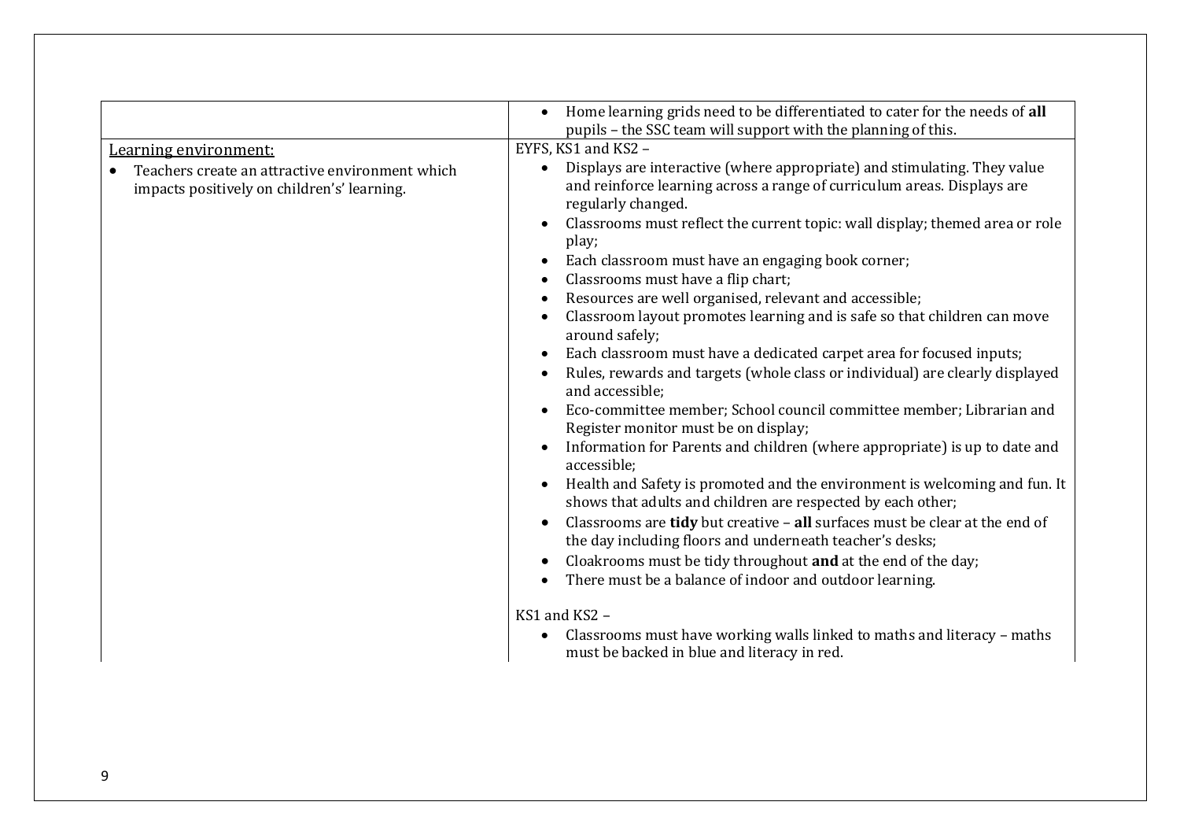| | |
|---|---|
| | • Home learning grids need to be differentiated to cater for the needs of **all** pupils – the SSC team will support with the planning of this. |
| Learning environment:<br>• Teachers create an attractive environment which impacts positively on childrens's' learning. | EYFS, KS1 and KS2 –<br>• Displays are interactive (where appropriate) and stimulating. They value and reinforce learning across a range of curriculum areas. Displays are regularly changed.<br>• Classrooms must reflect the current topic: wall display; themed area or role play;<br>• Each classroom must have an engaging book corner;<br>• Classrooms must have a flip chart;<br>• Resources are well organised, relevant and accessible;<br>• Classroom layout promotes learning and is safe so that children can move around safely;<br>• Each classroom must have a dedicated carpet area for focused inputs;<br>• Rules, rewards and targets (whole class or individual) are clearly displayed and accessible;<br>• Eco-committee member; School council committee member; Librarian and Register monitor must be on display;<br>• Information for Parents and children (where appropriate) is up to date and accessible;<br>• Health and Safety is promoted and the environment is welcoming and fun. It shows that adults and children are respected by each other;<br>• Classrooms are **tidy** but creative – **all** surfaces must be clear at the end of the day including floors and underneath teacher's desks;<br>• Cloakrooms must be tidy throughout **and** at the end of the day;<br>• There must be a balance of indoor and outdoor learning.<br><br>KS1 and KS2 –<br>• Classrooms must have working walls linked to maths and literacy – maths must be backed in blue and literacy in red. |